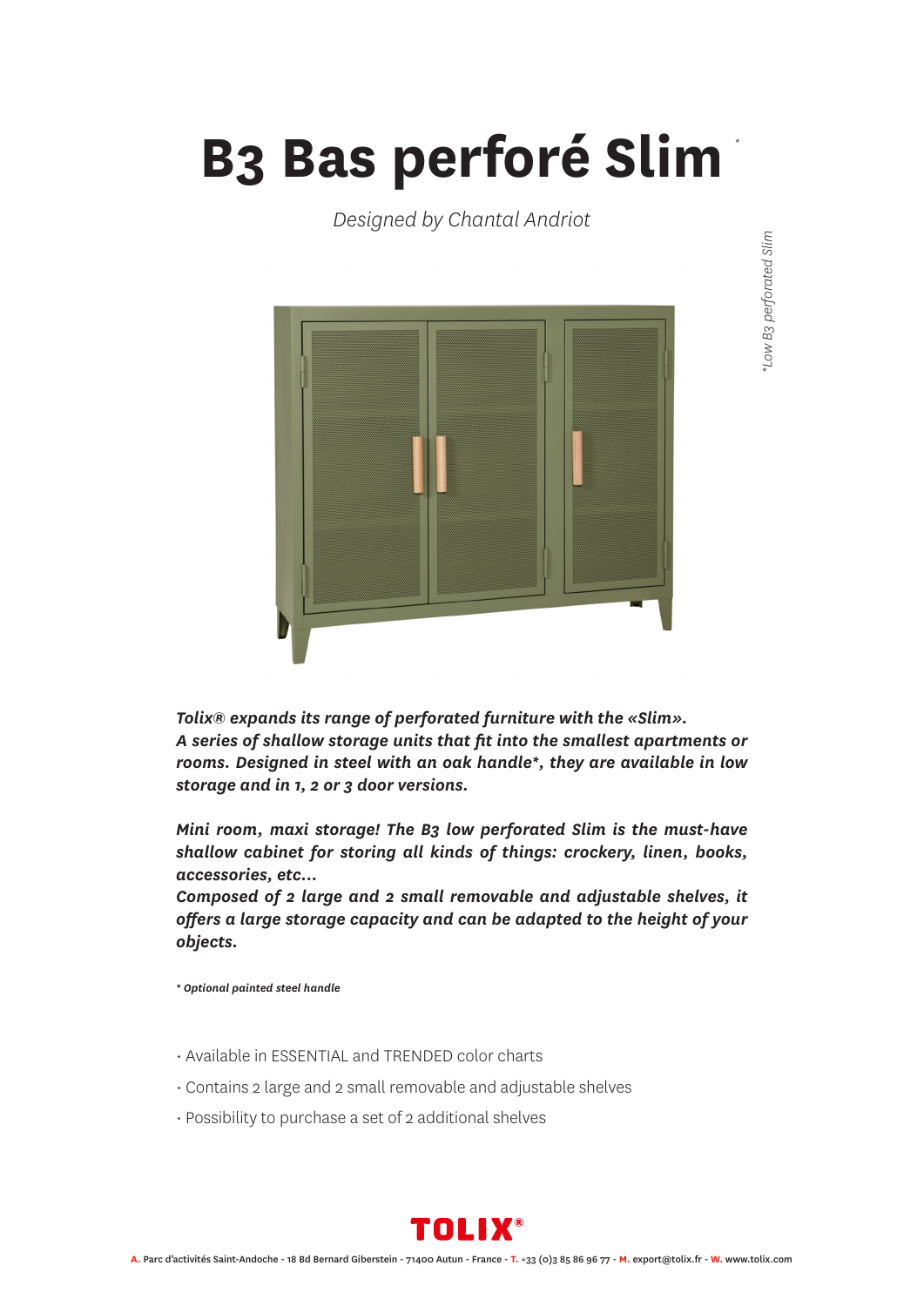# B3 Bas perforé Slim *

*Designed by Chantal Andriot*

*\*Low B3 perforated Slim*

***Tolix® expands its range of perforated furniture with the «Slim».***
***A series of shallow storage units that fit into the smallest apartments or rooms. Designed in steel with an oak handle\*, they are available in low storage and in 1, 2 or 3 door versions.***

***Mini room, maxi storage! The B3 low perforated Slim is the must-have shallow cabinet for storing all kinds of things: crockery, linen, books, accessories, etc...***
***Composed of 2 large and 2 small removable and adjustable shelves, it offers a large storage capacity and can be adapted to the height of your objects.***

***\* Optional painted steel handle***

- Available in ESSENTIAL and TRENDED color charts
- Contains 2 large and 2 small removable and adjustable shelves
- Possibility to purchase a set of 2 additional shelves

**TOLIX®**

**A.** Parc d'activités Saint-Andoche - 18 Bd Bernard Giberstein - 71400 Autun - France - **T.** +33 (0)3 85 86 96 77 - **M.** export@tolix.fr - **W.** www.tolix.com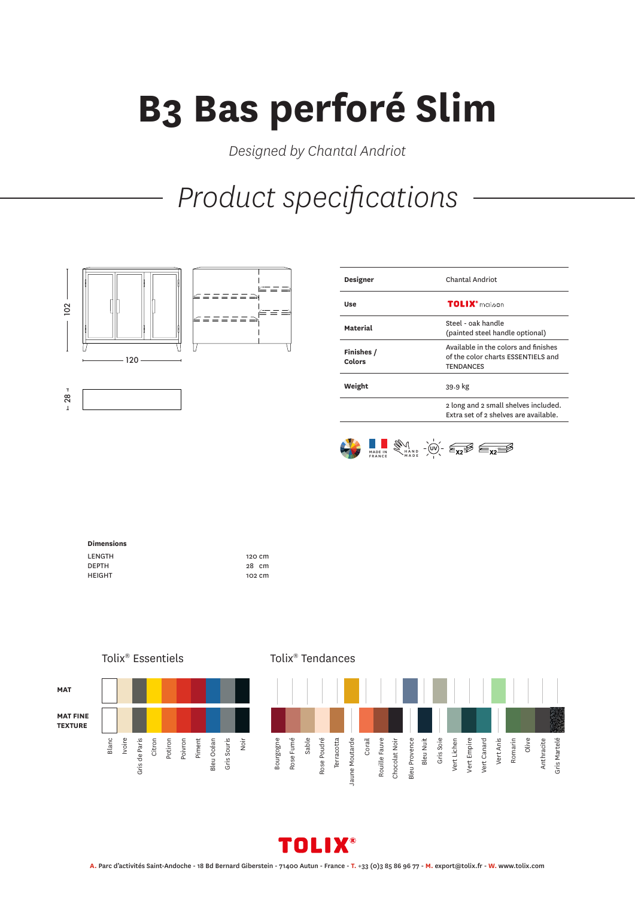# B3 Bas perforé Slim

*Designed by Chantal Andriot*

## *Product specifications*

102

120

28

| | |
|---|---|
| **Designer** | Chantal Andriot |
| **Use** | TOLIX® maison |
| **Material** | Steel - oak handle (painted steel handle optional) |
| **Finishes / Colors** | Available in the colors and finishes of the color charts ESSENTIELS and TENDANCES |
| **Weight** | 39.9 kg |
| | 2 long and 2 small shelves included. Extra set of 2 shelves are available. |

MADE IN FRANCE · HAND MADE · UV · X2 · X2

**Dimensions**

| | |
|---|---|
| LENGTH | 120 cm |
| DEPTH | 28 cm |
| HEIGHT | 102 cm |

Tolix® Essentiels

Tolix® Tendances

MAT

MAT FINE TEXTURE

Tolix® Essentiels: Blanc, Ivoire, Gris de Paris, Citron, Potiron, Poivron, Piment, Bleu Océan, Gris Souris, Noir

Tolix® Tendances: Bourgogne, Rose Fumé, Sable, Rose Poudré, Terracotta, Jaune Moutarde, Corail, Rouille Fauve, Chocolat Noir, Bleu Provence, Bleu Nuit, Gris Soie, Vert Lichen, Vert Empire, Vert Canard, Vert Anis, Romarin, Olive, Anthracite, Gris Martelé

**TOLIX®**

**A.** Parc d'activités Saint-Andoche - 18 Bd Bernard Giberstein - 71400 Autun - France - **T.** +33 (0)3 85 86 96 77 - **M.** export@tolix.fr - **W.** www.tolix.com